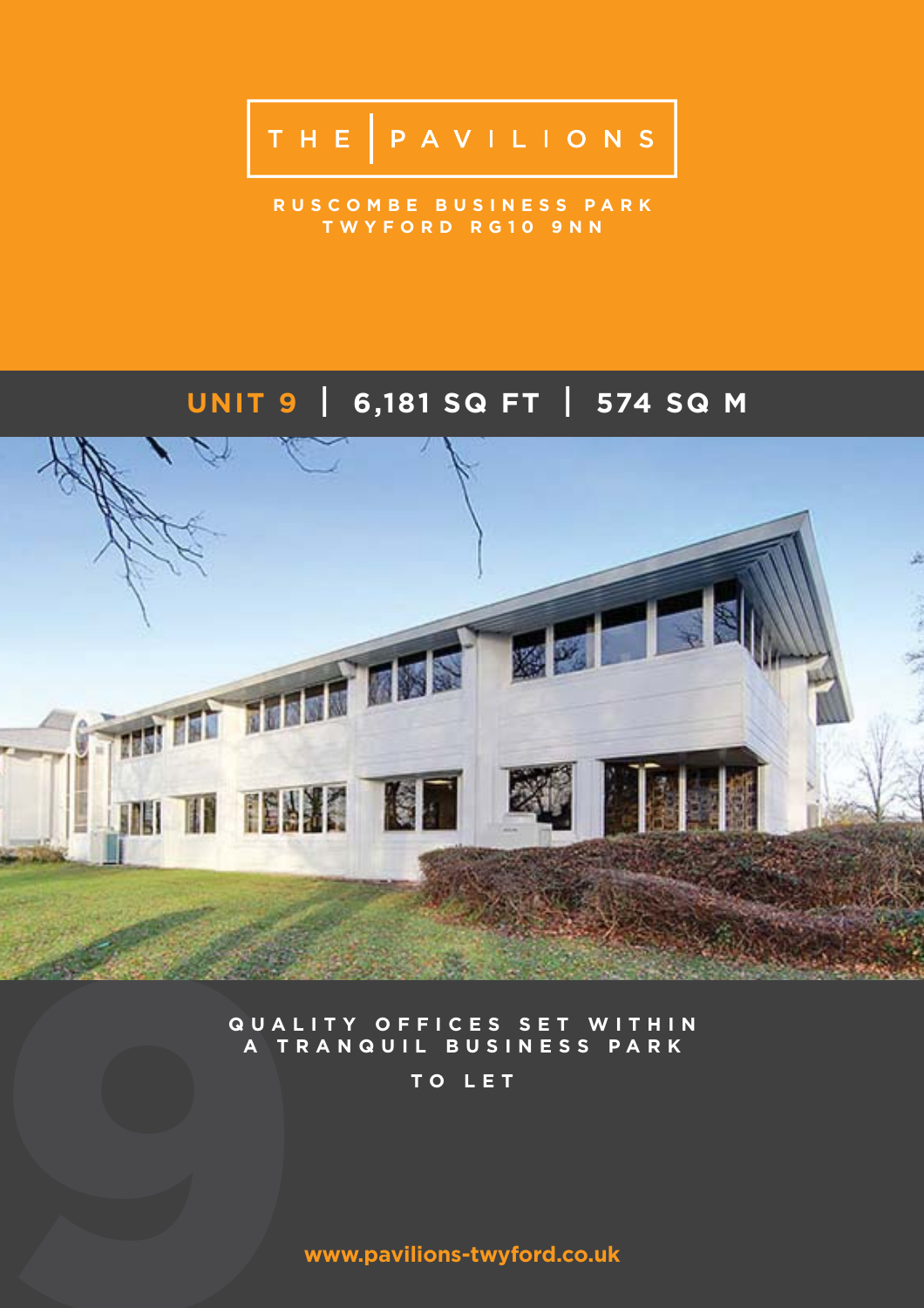# THE PAVILIONS

RUSCOMBE BUSINESS PARK
TWYFORD RG10 9NN

## UNIT 9 | 6,181 SQ FT | 574 SQ M

QUALITY OFFICES SET WITHIN
A TRANQUIL BUSINESS PARK

**TO LET**

www.pavilions-twyford.co.uk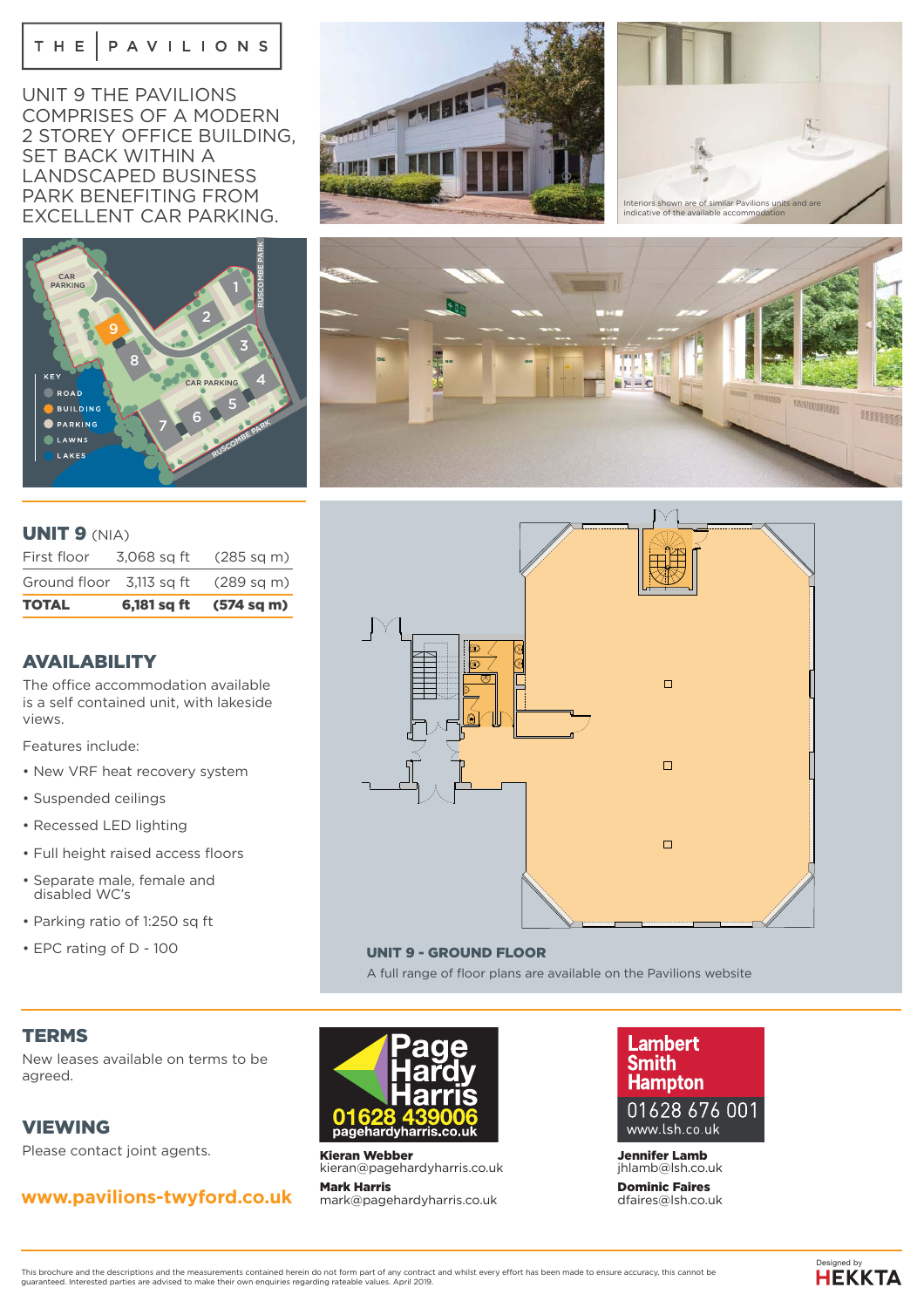THE PAVILIONS

UNIT 9 THE PAVILIONS COMPRISES OF A MODERN 2 STOREY OFFICE BUILDING, SET BACK WITHIN A LANDSCAPED BUSINESS PARK BENEFITING FROM EXCELLENT CAR PARKING.

Interiors shown are of similar Pavilions units and are indicative of the available accommodation

CAR PARKING

RUSCOMBE PARK

KEY
ROAD
BUILDING
PARKING
LAWNS
LAKES

## UNIT 9 (NIA)

| | | |
|---|---|---|
| First floor | 3,068 sq ft | (285 sq m) |
| Ground floor | 3,113 sq ft | (289 sq m) |
| **TOTAL** | **6,181 sq ft** | **(574 sq m)** |

## AVAILABILITY

The office accommodation available is a self contained unit, with lakeside views.

Features include:

- New VRF heat recovery system
- Suspended ceilings
- Recessed LED lighting
- Full height raised access floors
- Separate male, female and disabled WC's
- Parking ratio of 1:250 sq ft
- EPC rating of D - 100

**UNIT 9 - GROUND FLOOR**

A full range of floor plans are available on the Pavilions website

## TERMS

New leases available on terms to be agreed.

## VIEWING

Please contact joint agents.

**www.pavilions-twyford.co.uk**

Page Hardy Harris
01628 439006
pagehardyharris.co.uk

**Kieran Webber**
kieran@pagehardyharris.co.uk

**Mark Harris**
mark@pagehardyharris.co.uk

Lambert Smith Hampton
01628 676 001
www.lsh.co.uk

**Jennifer Lamb**
jhlamb@lsh.co.uk

**Dominic Faires**
dfaires@lsh.co.uk

This brochure and the descriptions and the measurements contained herein do not form part of any contract and whilst every effort has been made to ensure accuracy, this cannot be guaranteed. Interested parties are advised to make their own enquiries regarding rateable values. April 2019.

Designed by HEKKTA